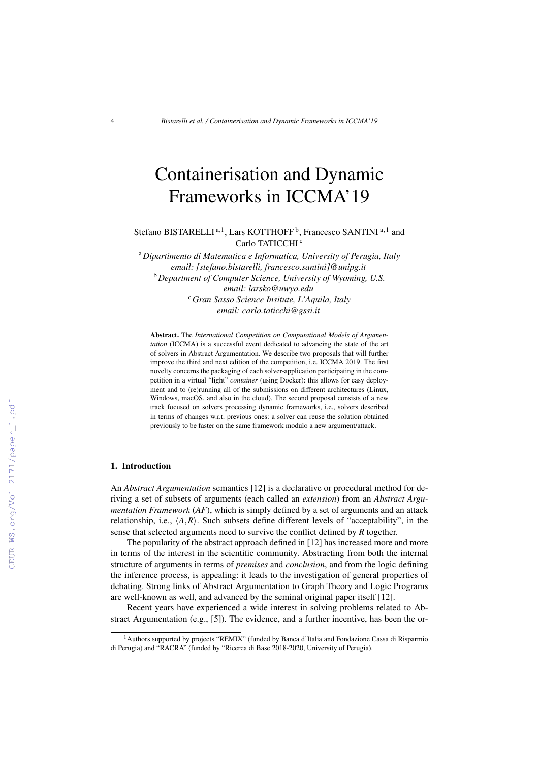# Containerisation and Dynamic Frameworks in ICCMA'19

Stefano BISTARELLI [a,1], Lars KOTTHOFF [b], Francesco SANTINI [a,1] and Carlo TATICCHI [c]

[a] *Dipartimento di Matematica e Informatica, University of Perugia, Italy*
*email: [stefano.bistarelli, francesco.santini]@unipg.it*
[b] *Department of Computer Science, University of Wyoming, U.S.*
*email: larsko@uwyo.edu*
[c] *Gran Sasso Science Insitute, L'Aquila, Italy*
*email: carlo.taticchi@gssi.it*

**Abstract.** The *International Competition on Computational Models of Argumentation* (ICCMA) is a successful event dedicated to advancing the state of the art of solvers in Abstract Argumentation. We describe two proposals that will further improve the third and next edition of the competition, i.e. ICCMA 2019. The first novelty concerns the packaging of each solver-application participating in the competition in a virtual "light" *container* (using Docker): this allows for easy deployment and to (re)running all of the submissions on different architectures (Linux, Windows, macOS, and also in the cloud). The second proposal consists of a new track focused on solvers processing dynamic frameworks, i.e., solvers described in terms of changes w.r.t. previous ones: a solver can reuse the solution obtained previously to be faster on the same framework modulo a new argument/attack.

## 1. Introduction

An *Abstract Argumentation* semantics [12] is a declarative or procedural method for deriving a set of subsets of arguments (each called an *extension*) from an *Abstract Argumentation Framework* (*AF*), which is simply defined by a set of arguments and an attack relationship, i.e., $\langle A, R \rangle$. Such subsets define different levels of "acceptability", in the sense that selected arguments need to survive the conflict defined by *R* together.

The popularity of the abstract approach defined in [12] has increased more and more in terms of the interest in the scientific community. Abstracting from both the internal structure of arguments in terms of *premises* and *conclusion*, and from the logic defining the inference process, is appealing: it leads to the investigation of general properties of debating. Strong links of Abstract Argumentation to Graph Theory and Logic Programs are well-known as well, and advanced by the seminal original paper itself [12].

Recent years have experienced a wide interest in solving problems related to Abstract Argumentation (e.g., [5]). The evidence, and a further incentive, has been the or-

[1] Authors supported by projects "REMIX" (funded by Banca d'Italia and Fondazione Cassa di Risparmio di Perugia) and "RACRA" (funded by "Ricerca di Base 2018-2020, University of Perugia).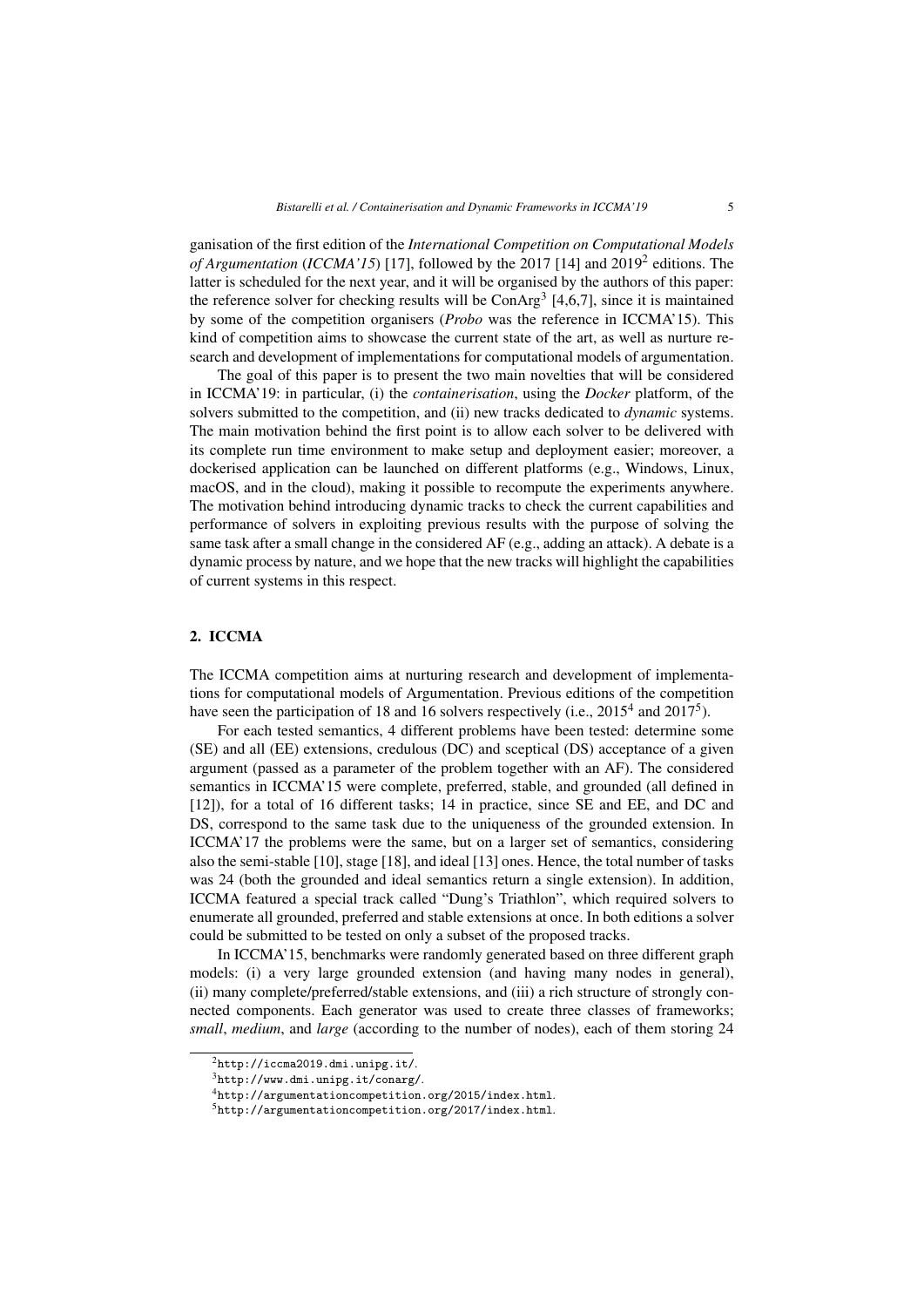ganisation of the first edition of the *International Competition on Computational Models of Argumentation* (*ICCMA'15*) [17], followed by the 2017 [14] and 2019[2] editions. The latter is scheduled for the next year, and it will be organised by the authors of this paper: the reference solver for checking results will be ConArg[3] [4,6,7], since it is maintained by some of the competition organisers (*Probo* was the reference in ICCMA'15). This kind of competition aims to showcase the current state of the art, as well as nurture research and development of implementations for computational models of argumentation.

The goal of this paper is to present the two main novelties that will be considered in ICCMA'19: in particular, (i) the *containerisation*, using the *Docker* platform, of the solvers submitted to the competition, and (ii) new tracks dedicated to *dynamic* systems. The main motivation behind the first point is to allow each solver to be delivered with its complete run time environment to make setup and deployment easier; moreover, a dockerised application can be launched on different platforms (e.g., Windows, Linux, macOS, and in the cloud), making it possible to recompute the experiments anywhere. The motivation behind introducing dynamic tracks to check the current capabilities and performance of solvers in exploiting previous results with the purpose of solving the same task after a small change in the considered AF (e.g., adding an attack). A debate is a dynamic process by nature, and we hope that the new tracks will highlight the capabilities of current systems in this respect.

## 2. ICCMA

The ICCMA competition aims at nurturing research and development of implementations for computational models of Argumentation. Previous editions of the competition have seen the participation of 18 and 16 solvers respectively (i.e., 2015[4] and 2017[5]).

For each tested semantics, 4 different problems have been tested: determine some (SE) and all (EE) extensions, credulous (DC) and sceptical (DS) acceptance of a given argument (passed as a parameter of the problem together with an AF). The considered semantics in ICCMA'15 were complete, preferred, stable, and grounded (all defined in [12]), for a total of 16 different tasks; 14 in practice, since SE and EE, and DC and DS, correspond to the same task due to the uniqueness of the grounded extension. In ICCMA'17 the problems were the same, but on a larger set of semantics, considering also the semi-stable [10], stage [18], and ideal [13] ones. Hence, the total number of tasks was 24 (both the grounded and ideal semantics return a single extension). In addition, ICCMA featured a special track called "Dung's Triathlon", which required solvers to enumerate all grounded, preferred and stable extensions at once. In both editions a solver could be submitted to be tested on only a subset of the proposed tracks.

In ICCMA'15, benchmarks were randomly generated based on three different graph models: (i) a very large grounded extension (and having many nodes in general), (ii) many complete/preferred/stable extensions, and (iii) a rich structure of strongly connected components. Each generator was used to create three classes of frameworks; *small*, *medium*, and *large* (according to the number of nodes), each of them storing 24

[2] http://iccma2019.dmi.unipg.it/.

[3] http://www.dmi.unipg.it/conarg/.

[4] http://argumentationcompetition.org/2015/index.html.

[5] http://argumentationcompetition.org/2017/index.html.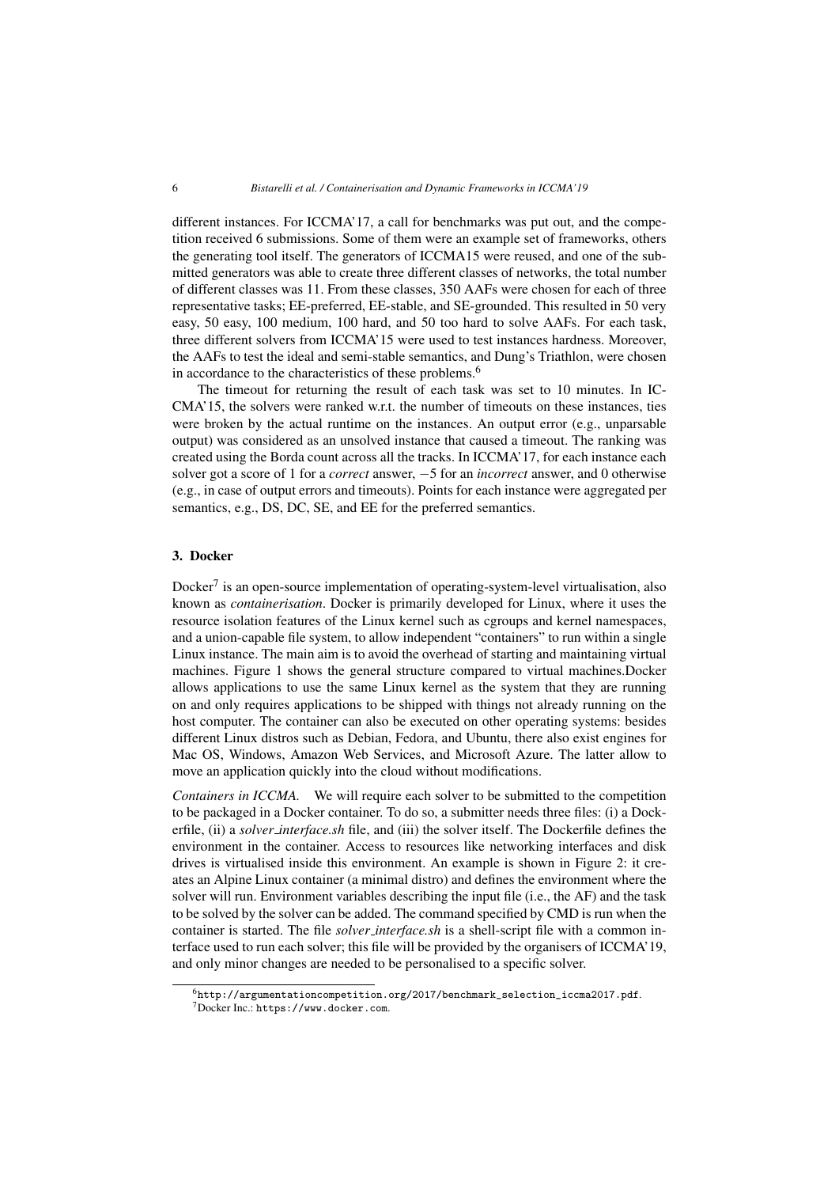different instances. For ICCMA'17, a call for benchmarks was put out, and the competition received 6 submissions. Some of them were an example set of frameworks, others the generating tool itself. The generators of ICCMA15 were reused, and one of the submitted generators was able to create three different classes of networks, the total number of different classes was 11. From these classes, 350 AAFs were chosen for each of three representative tasks; EE-preferred, EE-stable, and SE-grounded. This resulted in 50 very easy, 50 easy, 100 medium, 100 hard, and 50 too hard to solve AAFs. For each task, three different solvers from ICCMA'15 were used to test instances hardness. Moreover, the AAFs to test the ideal and semi-stable semantics, and Dung's Triathlon, were chosen in accordance to the characteristics of these problems.[6]

The timeout for returning the result of each task was set to 10 minutes. In ICMA'15, the solvers were ranked w.r.t. the number of timeouts on these instances, ties were broken by the actual runtime on the instances. An output error (e.g., unparsable output) was considered as an unsolved instance that caused a timeout. The ranking was created using the Borda count across all the tracks. In ICCMA'17, for each instance each solver got a score of 1 for a *correct* answer, −5 for an *incorrect* answer, and 0 otherwise (e.g., in case of output errors and timeouts). Points for each instance were aggregated per semantics, e.g., DS, DC, SE, and EE for the preferred semantics.

## 3. Docker

Docker[7] is an open-source implementation of operating-system-level virtualisation, also known as *containerisation*. Docker is primarily developed for Linux, where it uses the resource isolation features of the Linux kernel such as cgroups and kernel namespaces, and a union-capable file system, to allow independent "containers" to run within a single Linux instance. The main aim is to avoid the overhead of starting and maintaining virtual machines. Figure 1 shows the general structure compared to virtual machines.Docker allows applications to use the same Linux kernel as the system that they are running on and only requires applications to be shipped with things not already running on the host computer. The container can also be executed on other operating systems: besides different Linux distros such as Debian, Fedora, and Ubuntu, there also exist engines for Mac OS, Windows, Amazon Web Services, and Microsoft Azure. The latter allow to move an application quickly into the cloud without modifications.

*Containers in ICCMA.* We will require each solver to be submitted to the competition to be packaged in a Docker container. To do so, a submitter needs three files: (i) a Dockerfile, (ii) a *solver_interface.sh* file, and (iii) the solver itself. The Dockerfile defines the environment in the container. Access to resources like networking interfaces and disk drives is virtualised inside this environment. An example is shown in Figure 2: it creates an Alpine Linux container (a minimal distro) and defines the environment where the solver will run. Environment variables describing the input file (i.e., the AF) and the task to be solved by the solver can be added. The command specified by CMD is run when the container is started. The file *solver_interface.sh* is a shell-script file with a common interface used to run each solver; this file will be provided by the organisers of ICCMA'19, and only minor changes are needed to be personalised to a specific solver.

---

[6] http://argumentationcompetition.org/2017/benchmark_selection_iccma2017.pdf.

[7] Docker Inc.: https://www.docker.com.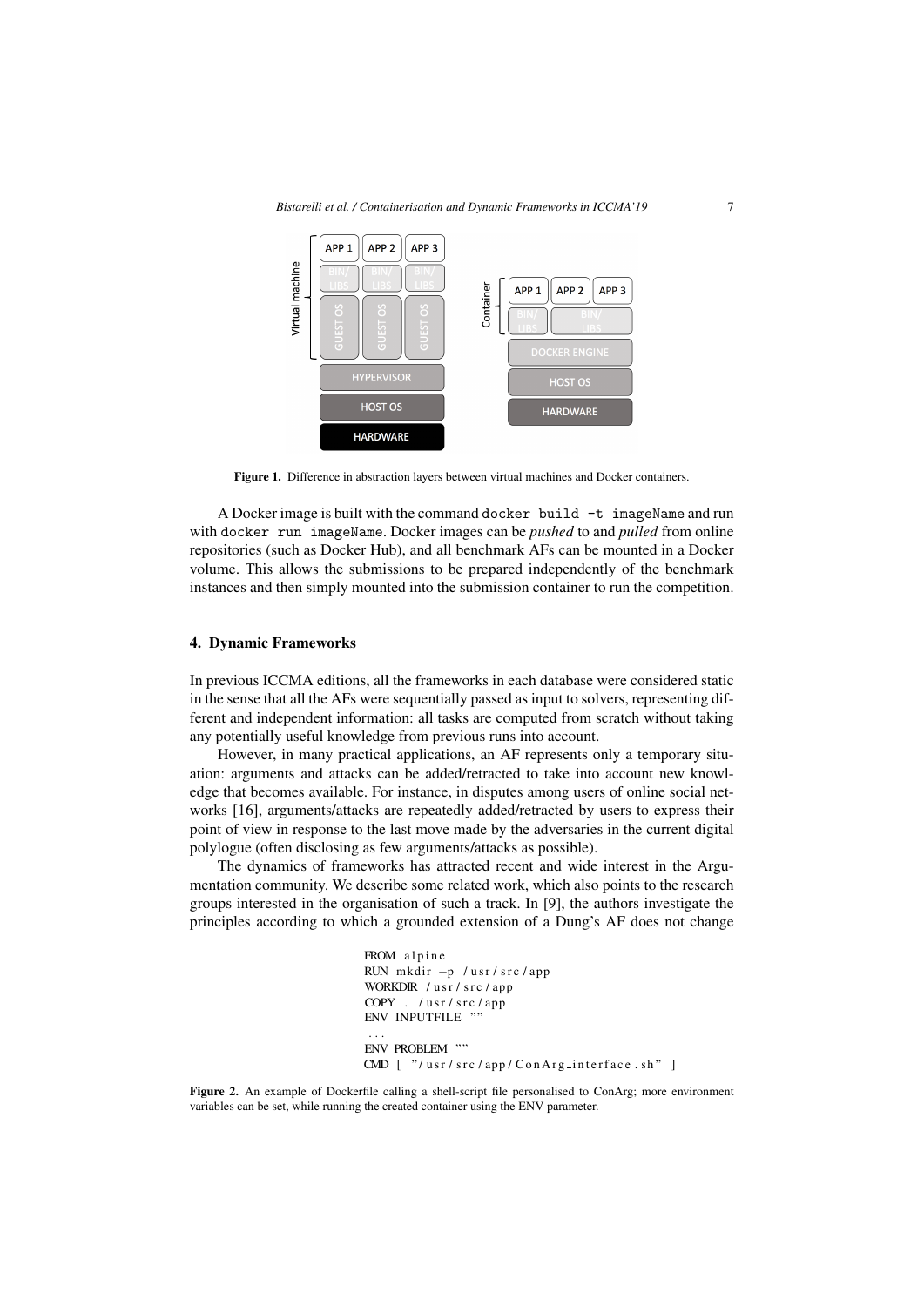Figure 1. Difference in abstraction layers between virtual machines and Docker containers.

A Docker image is built with the command `docker build -t imageName` and run with `docker run imageName`. Docker images can be *pushed* to and *pulled* from online repositories (such as Docker Hub), and all benchmark AFs can be mounted in a Docker volume. This allows the submissions to be prepared independently of the benchmark instances and then simply mounted into the submission container to run the competition.

## 4. Dynamic Frameworks

In previous ICCMA editions, all the frameworks in each database were considered static in the sense that all the AFs were sequentially passed as input to solvers, representing different and independent information: all tasks are computed from scratch without taking any potentially useful knowledge from previous runs into account.

However, in many practical applications, an AF represents only a temporary situation: arguments and attacks can be added/retracted to take into account new knowledge that becomes available. For instance, in disputes among users of online social networks [16], arguments/attacks are repeatedly added/retracted by users to express their point of view in response to the last move made by the adversaries in the current digital polylogue (often disclosing as few arguments/attacks as possible).

The dynamics of frameworks has attracted recent and wide interest in the Argumentation community. We describe some related work, which also points to the research groups interested in the organisation of such a track. In [9], the authors investigate the principles according to which a grounded extension of a Dung's AF does not change

```
FROM alpine
RUN mkdir -p /usr/src/app
WORKDIR /usr/src/app
COPY . /usr/src/app
ENV INPUTFILE ""
...
ENV PROBLEM ""
CMD [ "/usr/src/app/ConArg_interface.sh" ]
```

**Figure 2.** An example of Dockerfile calling a shell-script file personalised to ConArg; more environment variables can be set, while running the created container using the ENV parameter.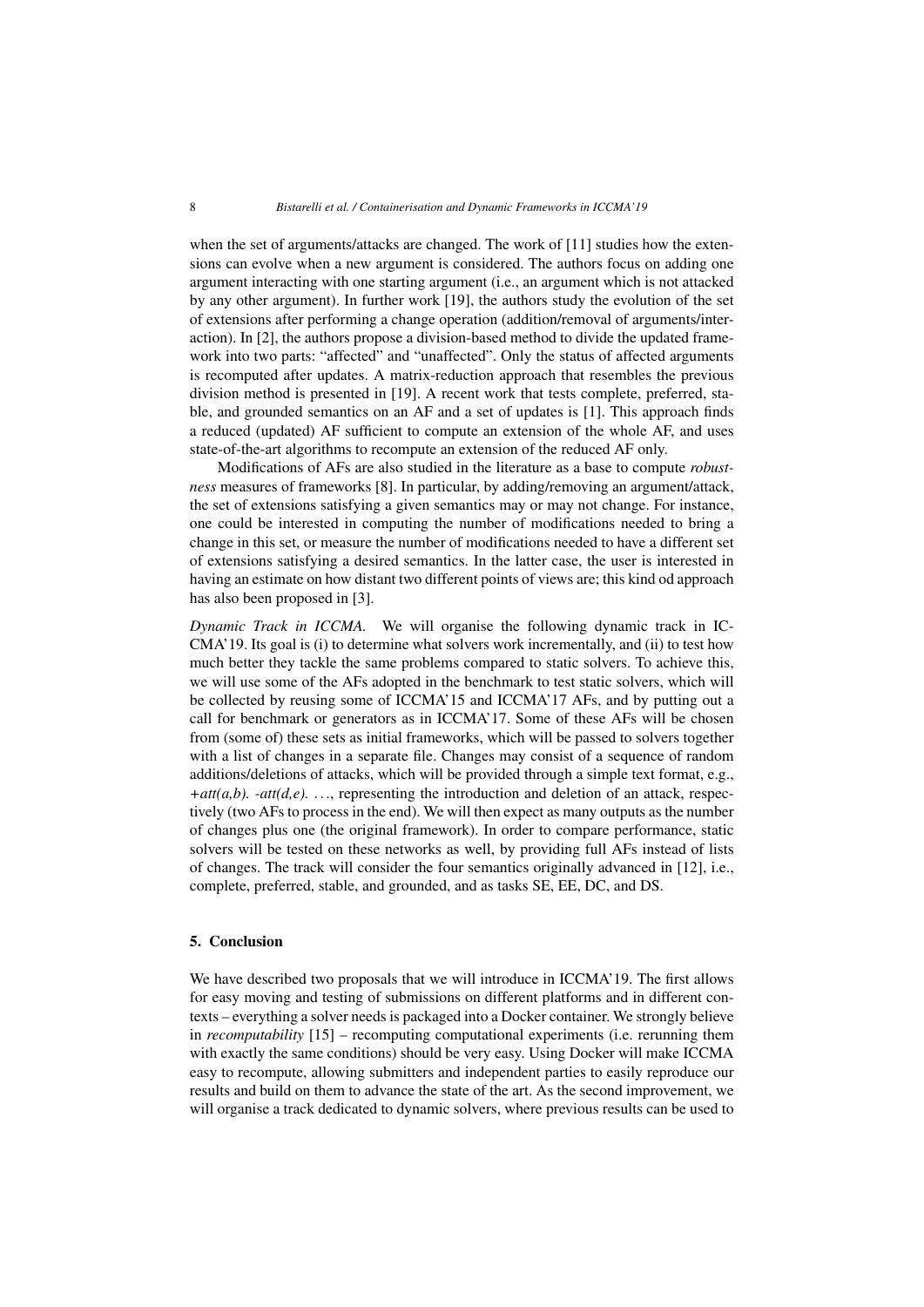when the set of arguments/attacks are changed. The work of [11] studies how the extensions can evolve when a new argument is considered. The authors focus on adding one argument interacting with one starting argument (i.e., an argument which is not attacked by any other argument). In further work [19], the authors study the evolution of the set of extensions after performing a change operation (addition/removal of arguments/interaction). In [2], the authors propose a division-based method to divide the updated framework into two parts: "affected" and "unaffected". Only the status of affected arguments is recomputed after updates. A matrix-reduction approach that resembles the previous division method is presented in [19]. A recent work that tests complete, preferred, stable, and grounded semantics on an AF and a set of updates is [1]. This approach finds a reduced (updated) AF sufficient to compute an extension of the whole AF, and uses state-of-the-art algorithms to recompute an extension of the reduced AF only.

Modifications of AFs are also studied in the literature as a base to compute *robustness* measures of frameworks [8]. In particular, by adding/removing an argument/attack, the set of extensions satisfying a given semantics may or may not change. For instance, one could be interested in computing the number of modifications needed to bring a change in this set, or measure the number of modifications needed to have a different set of extensions satisfying a desired semantics. In the latter case, the user is interested in having an estimate on how distant two different points of views are; this kind od approach has also been proposed in [3].

*Dynamic Track in ICCMA.* We will organise the following dynamic track in ICCMA'19. Its goal is (i) to determine what solvers work incrementally, and (ii) to test how much better they tackle the same problems compared to static solvers. To achieve this, we will use some of the AFs adopted in the benchmark to test static solvers, which will be collected by reusing some of ICCMA'15 and ICCMA'17 AFs, and by putting out a call for benchmark or generators as in ICCMA'17. Some of these AFs will be chosen from (some of) these sets as initial frameworks, which will be passed to solvers together with a list of changes in a separate file. Changes may consist of a sequence of random additions/deletions of attacks, which will be provided through a simple text format, e.g., *+att(a,b). -att(d,e).* ..., representing the introduction and deletion of an attack, respectively (two AFs to process in the end). We will then expect as many outputs as the number of changes plus one (the original framework). In order to compare performance, static solvers will be tested on these networks as well, by providing full AFs instead of lists of changes. The track will consider the four semantics originally advanced in [12], i.e., complete, preferred, stable, and grounded, and as tasks SE, EE, DC, and DS.

## 5. Conclusion

We have described two proposals that we will introduce in ICCMA'19. The first allows for easy moving and testing of submissions on different platforms and in different contexts – everything a solver needs is packaged into a Docker container. We strongly believe in *recomputability* [15] – recomputing computational experiments (i.e. rerunning them with exactly the same conditions) should be very easy. Using Docker will make ICCMA easy to recompute, allowing submitters and independent parties to easily reproduce our results and build on them to advance the state of the art. As the second improvement, we will organise a track dedicated to dynamic solvers, where previous results can be used to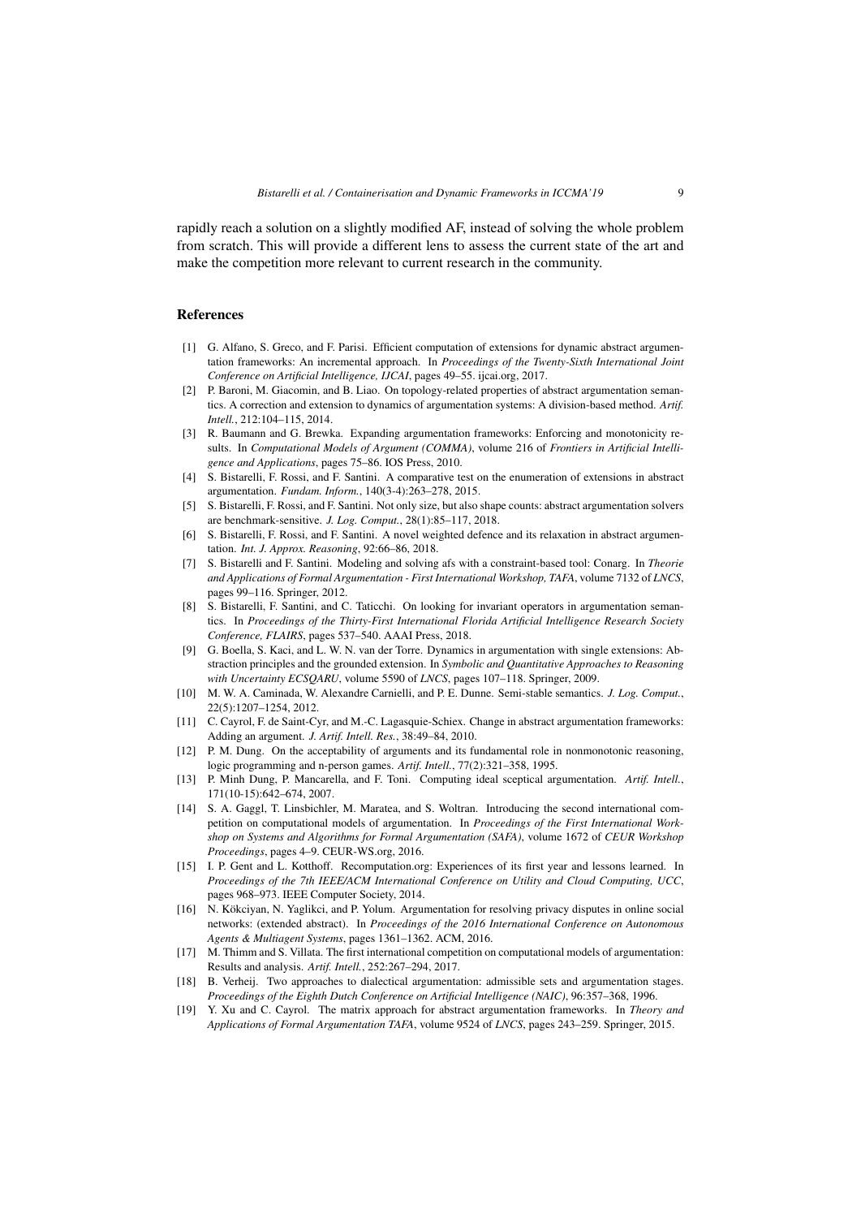rapidly reach a solution on a slightly modified AF, instead of solving the whole problem from scratch. This will provide a different lens to assess the current state of the art and make the competition more relevant to current research in the community.

## References

[1] G. Alfano, S. Greco, and F. Parisi. Efficient computation of extensions for dynamic abstract argumentation frameworks: An incremental approach. In *Proceedings of the Twenty-Sixth International Joint Conference on Artificial Intelligence, IJCAI*, pages 49–55. ijcai.org, 2017.

[2] P. Baroni, M. Giacomin, and B. Liao. On topology-related properties of abstract argumentation semantics. A correction and extension to dynamics of argumentation systems: A division-based method. *Artif. Intell.*, 212:104–115, 2014.

[3] R. Baumann and G. Brewka. Expanding argumentation frameworks: Enforcing and monotonicity results. In *Computational Models of Argument (COMMA)*, volume 216 of *Frontiers in Artificial Intelligence and Applications*, pages 75–86. IOS Press, 2010.

[4] S. Bistarelli, F. Rossi, and F. Santini. A comparative test on the enumeration of extensions in abstract argumentation. *Fundam. Inform.*, 140(3-4):263–278, 2015.

[5] S. Bistarelli, F. Rossi, and F. Santini. Not only size, but also shape counts: abstract argumentation solvers are benchmark-sensitive. *J. Log. Comput.*, 28(1):85–117, 2018.

[6] S. Bistarelli, F. Rossi, and F. Santini. A novel weighted defence and its relaxation in abstract argumentation. *Int. J. Approx. Reasoning*, 92:66–86, 2018.

[7] S. Bistarelli and F. Santini. Modeling and solving afs with a constraint-based tool: Conarg. In *Theorie and Applications of Formal Argumentation - First International Workshop, TAFA*, volume 7132 of *LNCS*, pages 99–116. Springer, 2012.

[8] S. Bistarelli, F. Santini, and C. Taticchi. On looking for invariant operators in argumentation semantics. In *Proceedings of the Thirty-First International Florida Artificial Intelligence Research Society Conference, FLAIRS*, pages 537–540. AAAI Press, 2018.

[9] G. Boella, S. Kaci, and L. W. N. van der Torre. Dynamics in argumentation with single extensions: Abstraction principles and the grounded extension. In *Symbolic and Quantitative Approaches to Reasoning with Uncertainty ECSQARU*, volume 5590 of *LNCS*, pages 107–118. Springer, 2009.

[10] M. W. A. Caminada, W. Alexandre Carnielli, and P. E. Dunne. Semi-stable semantics. *J. Log. Comput.*, 22(5):1207–1254, 2012.

[11] C. Cayrol, F. de Saint-Cyr, and M.-C. Lagasquie-Schiex. Change in abstract argumentation frameworks: Adding an argument. *J. Artif. Intell. Res.*, 38:49–84, 2010.

[12] P. M. Dung. On the acceptability of arguments and its fundamental role in nonmonotonic reasoning, logic programming and n-person games. *Artif. Intell.*, 77(2):321–358, 1995.

[13] P. Minh Dung, P. Mancarella, and F. Toni. Computing ideal sceptical argumentation. *Artif. Intell.*, 171(10-15):642–674, 2007.

[14] S. A. Gaggl, T. Linsbichler, M. Maratea, and S. Woltran. Introducing the second international competition on computational models of argumentation. In *Proceedings of the First International Workshop on Systems and Algorithms for Formal Argumentation (SAFA)*, volume 1672 of *CEUR Workshop Proceedings*, pages 4–9. CEUR-WS.org, 2016.

[15] I. P. Gent and L. Kotthoff. Recomputation.org: Experiences of its first year and lessons learned. In *Proceedings of the 7th IEEE/ACM International Conference on Utility and Cloud Computing, UCC*, pages 968–973. IEEE Computer Society, 2014.

[16] N. Kökciyan, N. Yaglikci, and P. Yolum. Argumentation for resolving privacy disputes in online social networks: (extended abstract). In *Proceedings of the 2016 International Conference on Autonomous Agents & Multiagent Systems*, pages 1361–1362. ACM, 2016.

[17] M. Thimm and S. Villata. The first international competition on computational models of argumentation: Results and analysis. *Artif. Intell.*, 252:267–294, 2017.

[18] B. Verheij. Two approaches to dialectical argumentation: admissible sets and argumentation stages. *Proceedings of the Eighth Dutch Conference on Artificial Intelligence (NAIC)*, 96:357–368, 1996.

[19] Y. Xu and C. Cayrol. The matrix approach for abstract argumentation frameworks. In *Theory and Applications of Formal Argumentation TAFA*, volume 9524 of *LNCS*, pages 243–259. Springer, 2015.